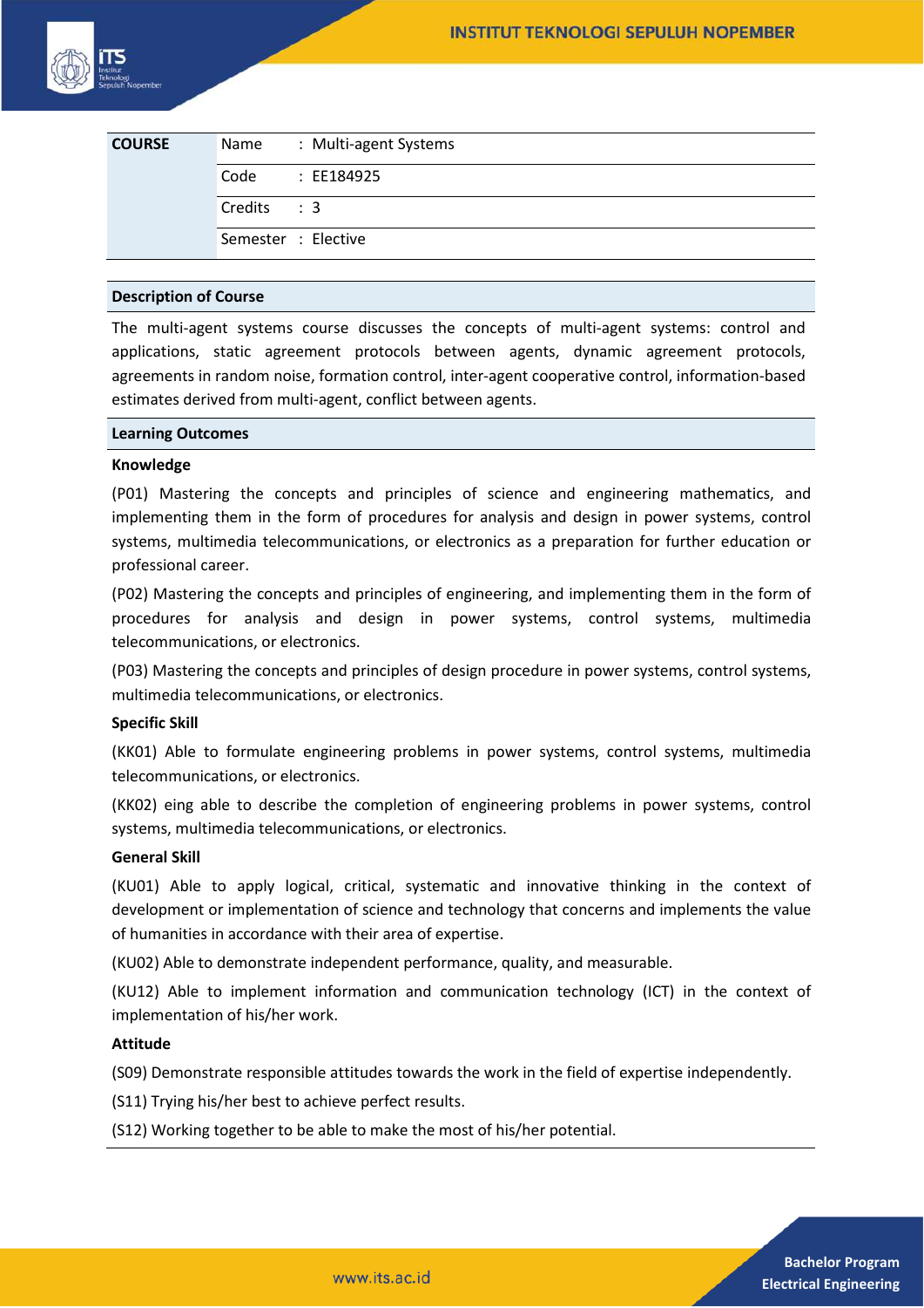| COURSE | Name | : Multi-agent Systems |
|---|---|---|
| | Code | : EE184925 |
| | Credits | : 3 |
| | Semester | : Elective |

## Description of Course

The multi-agent systems course discusses the concepts of multi-agent systems: control and applications, static agreement protocols between agents, dynamic agreement protocols, agreements in random noise, formation control, inter-agent cooperative control, information-based estimates derived from multi-agent, conflict between agents.

## Learning Outcomes

### Knowledge

(P01) Mastering the concepts and principles of science and engineering mathematics, and implementing them in the form of procedures for analysis and design in power systems, control systems, multimedia telecommunications, or electronics as a preparation for further education or professional career.

(P02) Mastering the concepts and principles of engineering, and implementing them in the form of procedures for analysis and design in power systems, control systems, multimedia telecommunications, or electronics.

(P03) Mastering the concepts and principles of design procedure in power systems, control systems, multimedia telecommunications, or electronics.

### Specific Skill

(KK01) Able to formulate engineering problems in power systems, control systems, multimedia telecommunications, or electronics.

(KK02) eing able to describe the completion of engineering problems in power systems, control systems, multimedia telecommunications, or electronics.

### General Skill

(KU01) Able to apply logical, critical, systematic and innovative thinking in the context of development or implementation of science and technology that concerns and implements the value of humanities in accordance with their area of expertise.

(KU02) Able to demonstrate independent performance, quality, and measurable.

(KU12) Able to implement information and communication technology (ICT) in the context of implementation of his/her work.

### Attitude

(S09) Demonstrate responsible attitudes towards the work in the field of expertise independently.

(S11) Trying his/her best to achieve perfect results.

(S12) Working together to be able to make the most of his/her potential.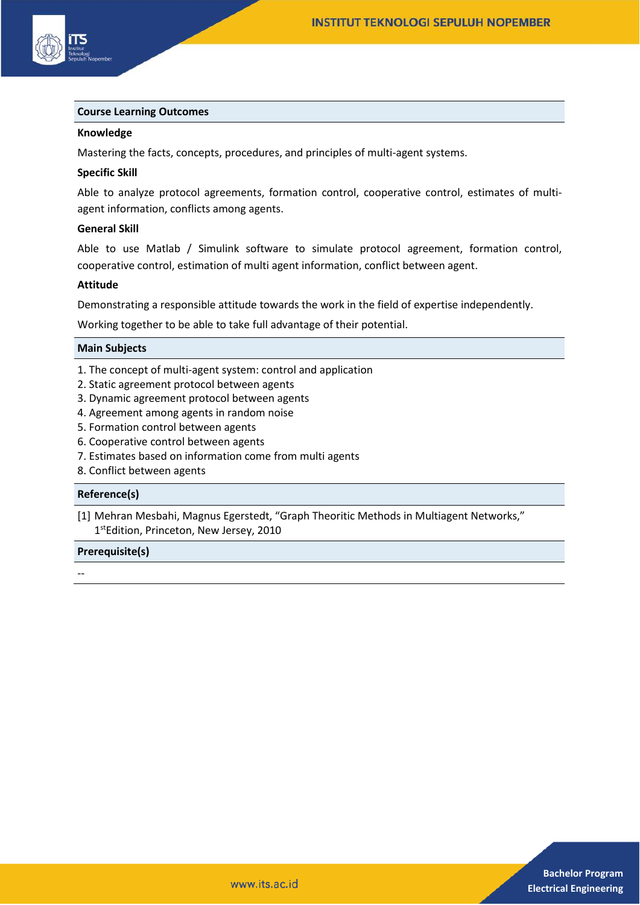## Course Learning Outcomes

### Knowledge

Mastering the facts, concepts, procedures, and principles of multi-agent systems.

### Specific Skill

Able to analyze protocol agreements, formation control, cooperative control, estimates of multi-agent information, conflicts among agents.

### General Skill

Able to use Matlab / Simulink software to simulate protocol agreement, formation control, cooperative control, estimation of multi agent information, conflict between agent.

### Attitude

Demonstrating a responsible attitude towards the work in the field of expertise independently.

Working together to be able to take full advantage of their potential.

## Main Subjects

1. The concept of multi-agent system: control and application
2. Static agreement protocol between agents
3. Dynamic agreement protocol between agents
4. Agreement among agents in random noise
5. Formation control between agents
6. Cooperative control between agents
7. Estimates based on information come from multi agents
8. Conflict between agents

## Reference(s)

[1] Mehran Mesbahi, Magnus Egerstedt, "Graph Theoritic Methods in Multiagent Networks," 1st Edition, Princeton, New Jersey, 2010

## Prerequisite(s)

--